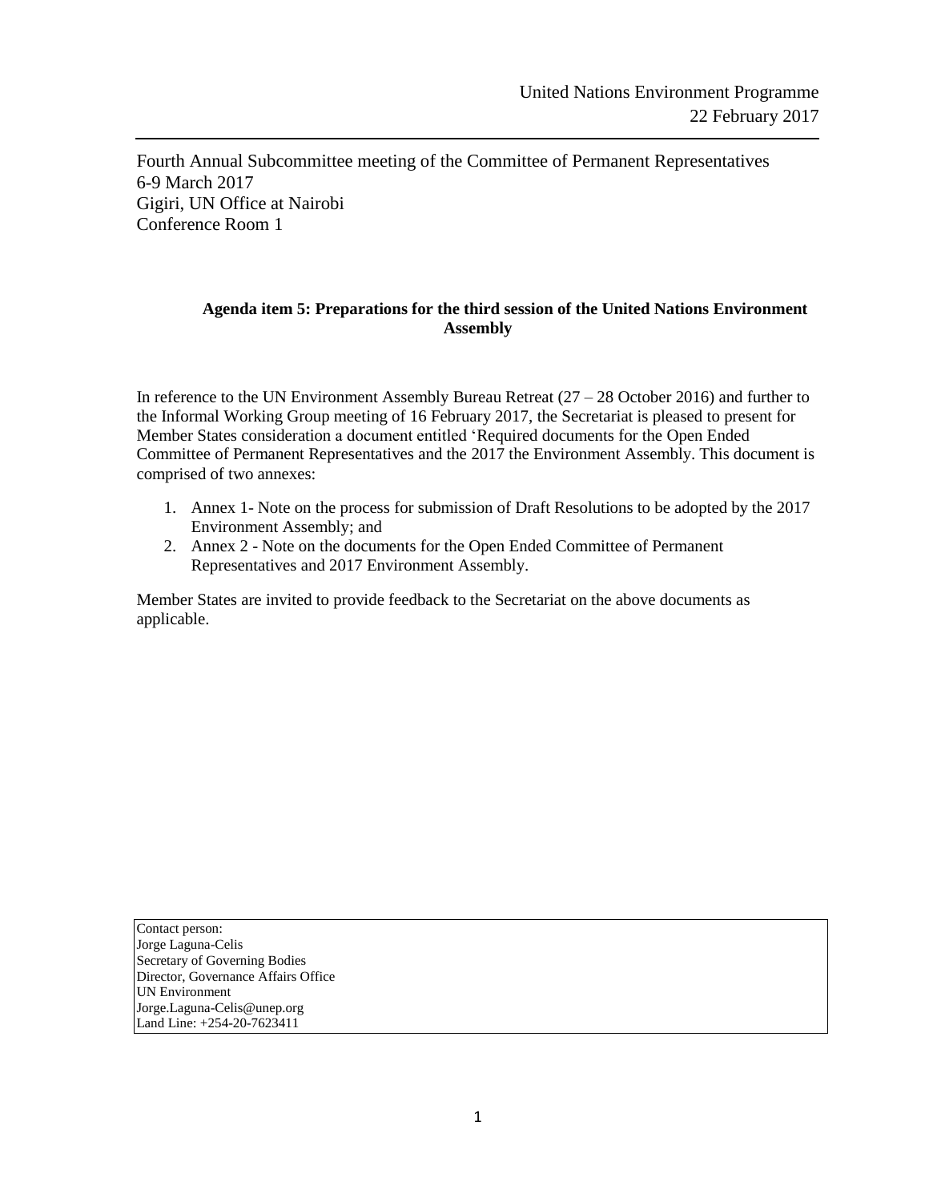United Nations Environment Programme
22 February 2017

Fourth Annual Subcommittee meeting of the Committee of Permanent Representatives
6-9 March 2017
Gigiri, UN Office at Nairobi
Conference Room 1

**Agenda item 5: Preparations for the third session of the United Nations Environment Assembly**

In reference to the UN Environment Assembly Bureau Retreat (27 – 28 October 2016) and further to the Informal Working Group meeting of 16 February 2017, the Secretariat is pleased to present for Member States consideration a document entitled 'Required documents for the Open Ended Committee of Permanent Representatives and the 2017 the Environment Assembly. This document is comprised of two annexes:

1. Annex 1- Note on the process for submission of Draft Resolutions to be adopted by the 2017 Environment Assembly; and
2. Annex 2 - Note on the documents for the Open Ended Committee of Permanent Representatives and 2017 Environment Assembly.

Member States are invited to provide feedback to the Secretariat on the above documents as applicable.

| Contact person: |
| --- |
| Jorge Laguna-Celis |
| Secretary of Governing Bodies |
| Director, Governance Affairs Office |
| UN Environment |
| Jorge.Laguna-Celis@unep.org |
| Land Line: +254-20-7623411 |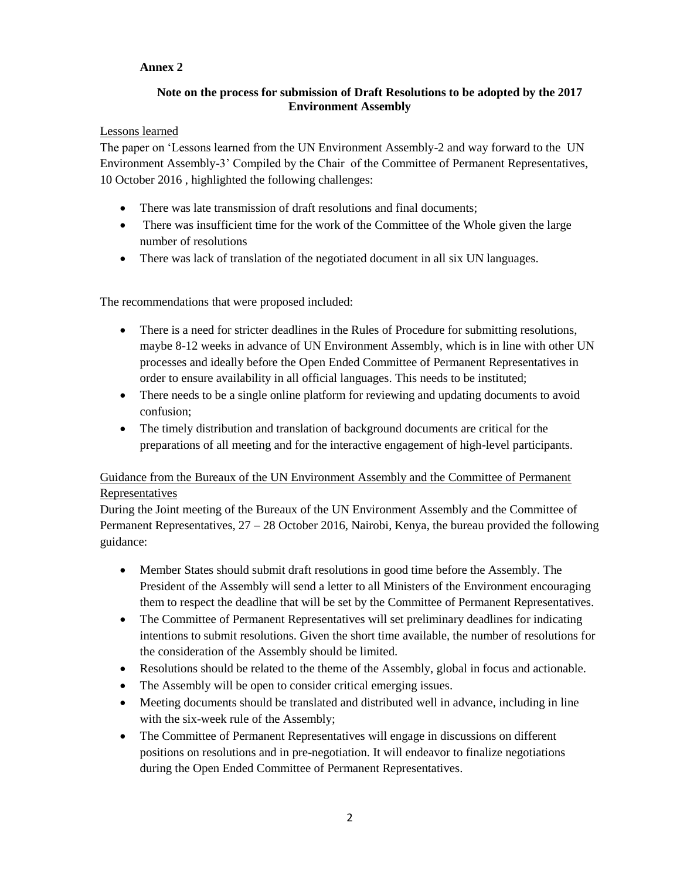**Annex 2**

**Note on the process for submission of Draft Resolutions to be adopted by the 2017 Environment Assembly**

Lessons learned

The paper on 'Lessons learned from the UN Environment Assembly-2 and way forward to the UN Environment Assembly-3' Compiled by the Chair of the Committee of Permanent Representatives, 10 October 2016 , highlighted the following challenges:

- There was late transmission of draft resolutions and final documents;
- There was insufficient time for the work of the Committee of the Whole given the large number of resolutions
- There was lack of translation of the negotiated document in all six UN languages.

The recommendations that were proposed included:

- There is a need for stricter deadlines in the Rules of Procedure for submitting resolutions, maybe 8-12 weeks in advance of UN Environment Assembly, which is in line with other UN processes and ideally before the Open Ended Committee of Permanent Representatives in order to ensure availability in all official languages. This needs to be instituted;
- There needs to be a single online platform for reviewing and updating documents to avoid confusion;
- The timely distribution and translation of background documents are critical for the preparations of all meeting and for the interactive engagement of high-level participants.

Guidance from the Bureaux of the UN Environment Assembly and the Committee of Permanent Representatives

During the Joint meeting of the Bureaux of the UN Environment Assembly and the Committee of Permanent Representatives, 27 – 28 October 2016, Nairobi, Kenya, the bureau provided the following guidance:

- Member States should submit draft resolutions in good time before the Assembly. The President of the Assembly will send a letter to all Ministers of the Environment encouraging them to respect the deadline that will be set by the Committee of Permanent Representatives.
- The Committee of Permanent Representatives will set preliminary deadlines for indicating intentions to submit resolutions. Given the short time available, the number of resolutions for the consideration of the Assembly should be limited.
- Resolutions should be related to the theme of the Assembly, global in focus and actionable.
- The Assembly will be open to consider critical emerging issues.
- Meeting documents should be translated and distributed well in advance, including in line with the six-week rule of the Assembly;
- The Committee of Permanent Representatives will engage in discussions on different positions on resolutions and in pre-negotiation. It will endeavor to finalize negotiations during the Open Ended Committee of Permanent Representatives.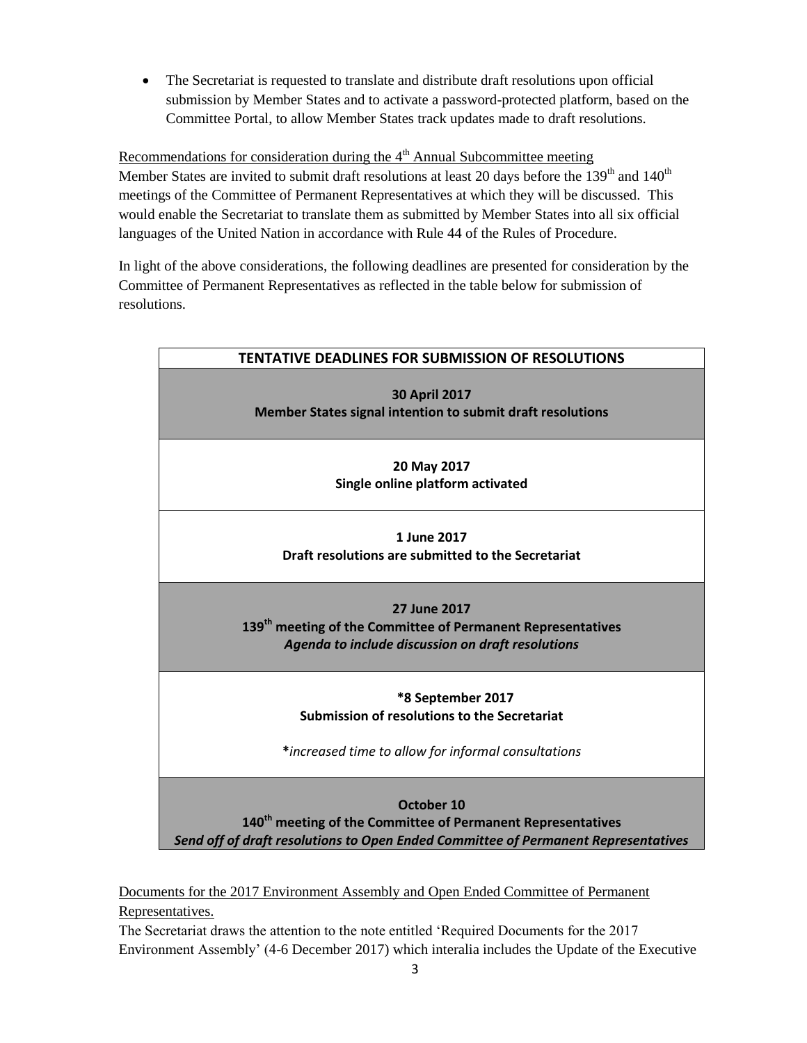- The Secretariat is requested to translate and distribute draft resolutions upon official submission by Member States and to activate a password-protected platform, based on the Committee Portal, to allow Member States track updates made to draft resolutions.

Recommendations for consideration during the 4th Annual Subcommittee meeting

Member States are invited to submit draft resolutions at least 20 days before the 139th and 140th meetings of the Committee of Permanent Representatives at which they will be discussed. This would enable the Secretariat to translate them as submitted by Member States into all six official languages of the United Nation in accordance with Rule 44 of the Rules of Procedure.

In light of the above considerations, the following deadlines are presented for consideration by the Committee of Permanent Representatives as reflected in the table below for submission of resolutions.

| TENTATIVE DEADLINES FOR SUBMISSION OF RESOLUTIONS |
|---|
| **30 April 2017**<br>**Member States signal intention to submit draft resolutions** |
| **20 May 2017**<br>**Single online platform activated** |
| **1 June 2017**<br>**Draft resolutions are submitted to the Secretariat** |
| **27 June 2017**<br>**139th meeting of the Committee of Permanent Representatives**<br>***Agenda to include discussion on draft resolutions*** |
| **\*8 September 2017**<br>**Submission of resolutions to the Secretariat**<br><br>**\***_increased time to allow for informal consultations_ |
| **October 10**<br>**140th meeting of the Committee of Permanent Representatives**<br>***Send off of draft resolutions to Open Ended Committee of Permanent Representatives*** |

Documents for the 2017 Environment Assembly and Open Ended Committee of Permanent Representatives.

The Secretariat draws the attention to the note entitled 'Required Documents for the 2017 Environment Assembly' (4-6 December 2017) which interalia includes the Update of the Executive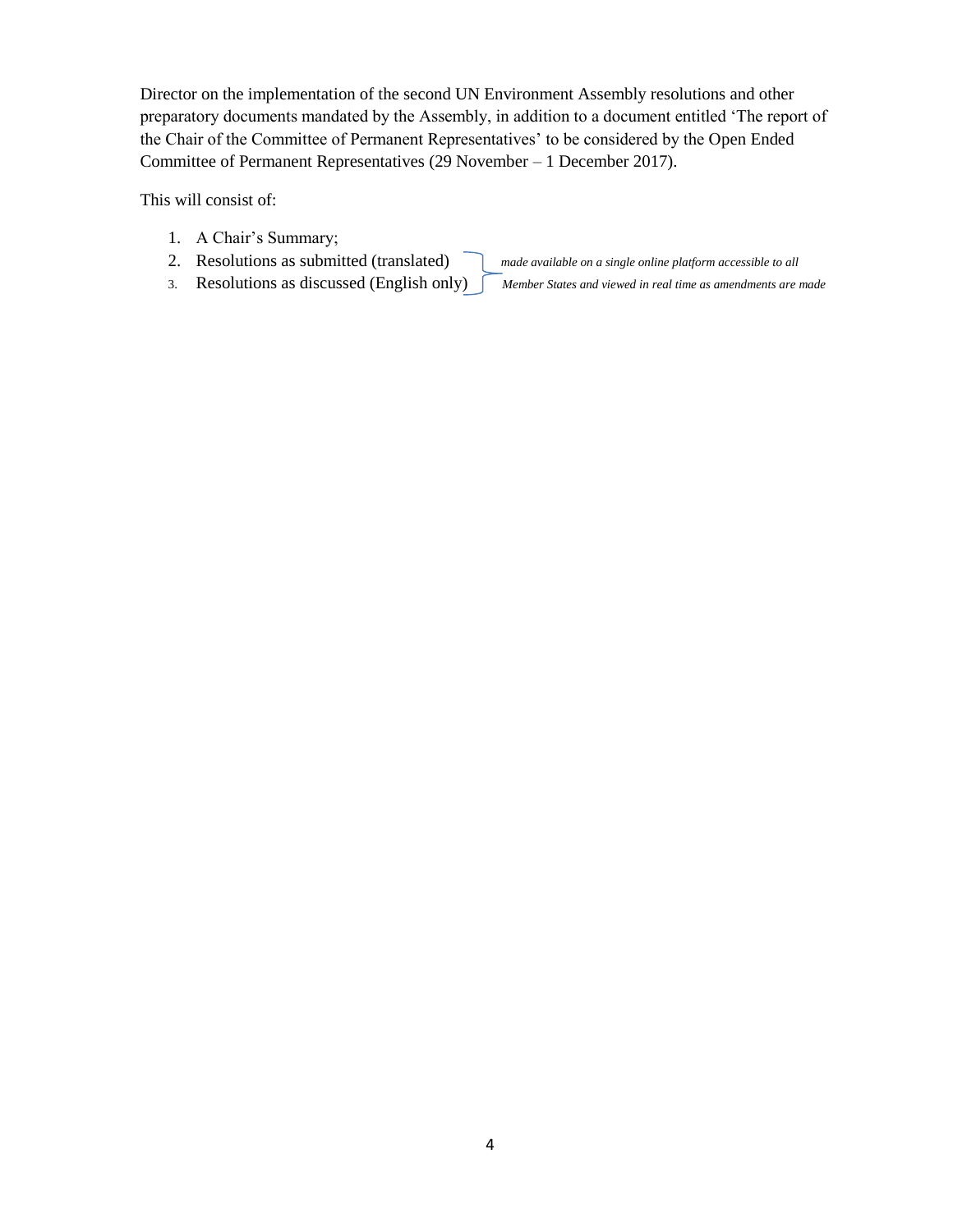Director on the implementation of the second UN Environment Assembly resolutions and other preparatory documents mandated by the Assembly, in addition to a document entitled 'The report of the Chair of the Committee of Permanent Representatives' to be considered by the Open Ended Committee of Permanent Representatives (29 November – 1 December 2017).

This will consist of:

1. A Chair's Summary;
2. Resolutions as submitted (translated)
3. Resolutions as discussed (English only)

*made available on a single online platform accessible to all Member States and viewed in real time as amendments are made*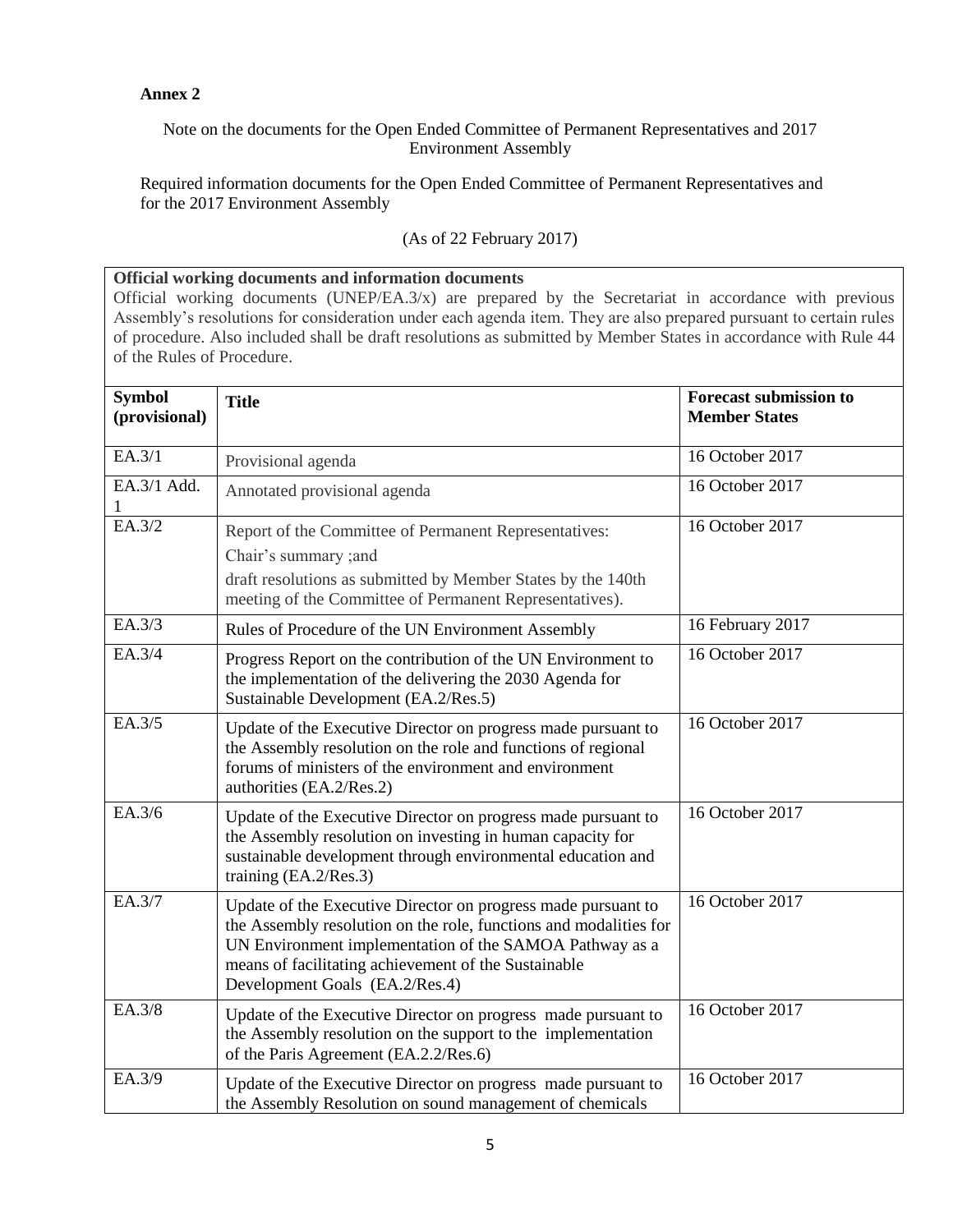**Annex 2**

Note on the documents for the Open Ended Committee of Permanent Representatives and 2017 Environment Assembly

Required information documents for the Open Ended Committee of Permanent Representatives and for the 2017 Environment Assembly

(As of 22 February 2017)

**Official working documents and information documents**

Official working documents (UNEP/EA.3/x) are prepared by the Secretariat in accordance with previous Assembly's resolutions for consideration under each agenda item. They are also prepared pursuant to certain rules of procedure. Also included shall be draft resolutions as submitted by Member States in accordance with Rule 44 of the Rules of Procedure.

| **Symbol (provisional)** | **Title** | **Forecast submission to Member States** |
|---|---|---|
| EA.3/1 | Provisional agenda | 16 October 2017 |
| EA.3/1 Add. 1 | Annotated provisional agenda | 16 October 2017 |
| EA.3/2 | Report of the Committee of Permanent Representatives: Chair's summary ;and draft resolutions as submitted by Member States by the 140th meeting of the Committee of Permanent Representatives). | 16 October 2017 |
| EA.3/3 | Rules of Procedure of the UN Environment Assembly | 16 February 2017 |
| EA.3/4 | Progress Report on the contribution of the UN Environment to the implementation of the delivering the 2030 Agenda for Sustainable Development (EA.2/Res.5) | 16 October 2017 |
| EA.3/5 | Update of the Executive Director on progress made pursuant to the Assembly resolution on the role and functions of regional forums of ministers of the environment and environment authorities (EA.2/Res.2) | 16 October 2017 |
| EA.3/6 | Update of the Executive Director on progress made pursuant to the Assembly resolution on investing in human capacity for sustainable development through environmental education and training (EA.2/Res.3) | 16 October 2017 |
| EA.3/7 | Update of the Executive Director on progress made pursuant to the Assembly resolution on the role, functions and modalities for UN Environment implementation of the SAMOA Pathway as a means of facilitating achievement of the Sustainable Development Goals (EA.2/Res.4) | 16 October 2017 |
| EA.3/8 | Update of the Executive Director on progress made pursuant to the Assembly resolution on the support to the implementation of the Paris Agreement (EA.2.2/Res.6) | 16 October 2017 |
| EA.3/9 | Update of the Executive Director on progress made pursuant to the Assembly Resolution on sound management of chemicals | 16 October 2017 |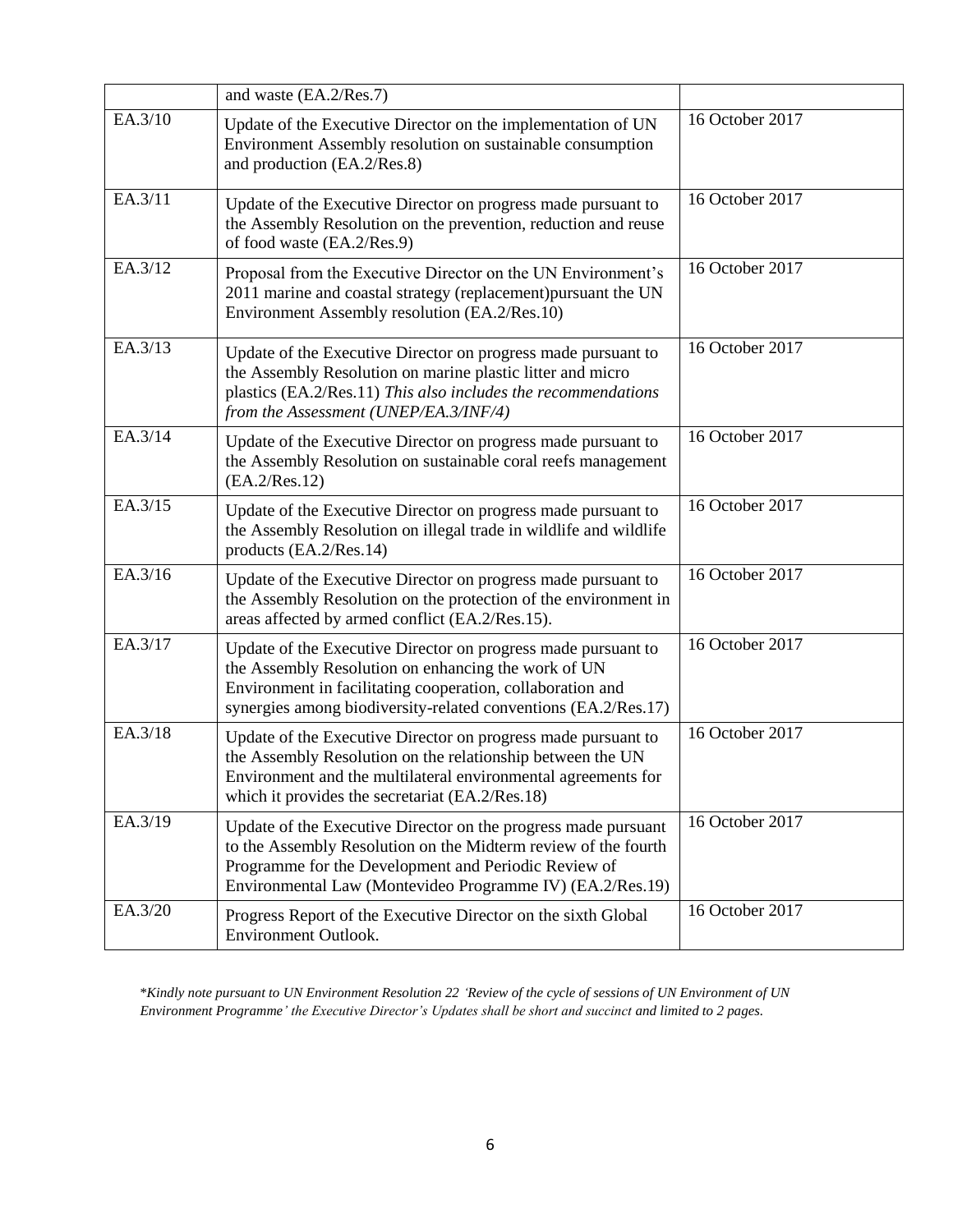| | and waste (EA.2/Res.7) | |
|---|---|---|
| EA.3/10 | Update of the Executive Director on the implementation of UN Environment Assembly resolution on sustainable consumption and production (EA.2/Res.8) | 16 October 2017 |
| EA.3/11 | Update of the Executive Director on progress made pursuant to the Assembly Resolution on the prevention, reduction and reuse of food waste (EA.2/Res.9) | 16 October 2017 |
| EA.3/12 | Proposal from the Executive Director on the UN Environment's 2011 marine and coastal strategy (replacement)pursuant the UN Environment Assembly resolution (EA.2/Res.10) | 16 October 2017 |
| EA.3/13 | Update of the Executive Director on progress made pursuant to the Assembly Resolution on marine plastic litter and micro plastics (EA.2/Res.11) *This also includes the recommendations from the Assessment (UNEP/EA.3/INF/4)* | 16 October 2017 |
| EA.3/14 | Update of the Executive Director on progress made pursuant to the Assembly Resolution on sustainable coral reefs management (EA.2/Res.12) | 16 October 2017 |
| EA.3/15 | Update of the Executive Director on progress made pursuant to the Assembly Resolution on illegal trade in wildlife and wildlife products (EA.2/Res.14) | 16 October 2017 |
| EA.3/16 | Update of the Executive Director on progress made pursuant to the Assembly Resolution on the protection of the environment in areas affected by armed conflict (EA.2/Res.15). | 16 October 2017 |
| EA.3/17 | Update of the Executive Director on progress made pursuant to the Assembly Resolution on enhancing the work of UN Environment in facilitating cooperation, collaboration and synergies among biodiversity-related conventions (EA.2/Res.17) | 16 October 2017 |
| EA.3/18 | Update of the Executive Director on progress made pursuant to the Assembly Resolution on the relationship between the UN Environment and the multilateral environmental agreements for which it provides the secretariat (EA.2/Res.18) | 16 October 2017 |
| EA.3/19 | Update of the Executive Director on the progress made pursuant to the Assembly Resolution on the Midterm review of the fourth Programme for the Development and Periodic Review of Environmental Law (Montevideo Programme IV) (EA.2/Res.19) | 16 October 2017 |
| EA.3/20 | Progress Report of the Executive Director on the sixth Global Environment Outlook. | 16 October 2017 |

*\*Kindly note pursuant to UN Environment Resolution 22 'Review of the cycle of sessions of UN Environment of UN Environment Programme' the Executive Director's Updates shall be short and succinct and limited to 2 pages.*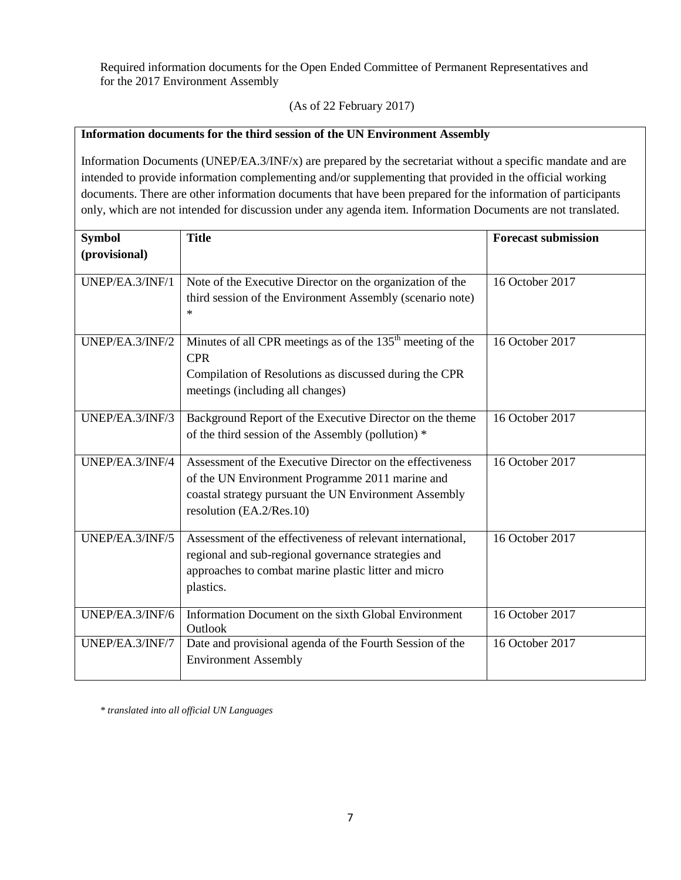Required information documents for the Open Ended Committee of Permanent Representatives and for the 2017 Environment Assembly

(As of 22 February 2017)

**Information documents for the third session of the UN Environment Assembly**

Information Documents (UNEP/EA.3/INF/x) are prepared by the secretariat without a specific mandate and are intended to provide information complementing and/or supplementing that provided in the official working documents. There are other information documents that have been prepared for the information of participants only, which are not intended for discussion under any agenda item. Information Documents are not translated.

| **Symbol (provisional)** | **Title** | **Forecast submission** |
|---|---|---|
| UNEP/EA.3/INF/1 | Note of the Executive Director on the organization of the third session of the Environment Assembly (scenario note) * | 16 October 2017 |
| UNEP/EA.3/INF/2 | Minutes of all CPR meetings as of the 135th meeting of the CPR<br>Compilation of Resolutions as discussed during the CPR meetings (including all changes) | 16 October 2017 |
| UNEP/EA.3/INF/3 | Background Report of the Executive Director on the theme of the third session of the Assembly (pollution) * | 16 October 2017 |
| UNEP/EA.3/INF/4 | Assessment of the Executive Director on the effectiveness of the UN Environment Programme 2011 marine and coastal strategy pursuant the UN Environment Assembly resolution (EA.2/Res.10) | 16 October 2017 |
| UNEP/EA.3/INF/5 | Assessment of the effectiveness of relevant international, regional and sub-regional governance strategies and approaches to combat marine plastic litter and micro plastics. | 16 October 2017 |
| UNEP/EA.3/INF/6 | Information Document on the sixth Global Environment Outlook | 16 October 2017 |
| UNEP/EA.3/INF/7 | Date and provisional agenda of the Fourth Session of the Environment Assembly | 16 October 2017 |

*\* translated into all official UN Languages*